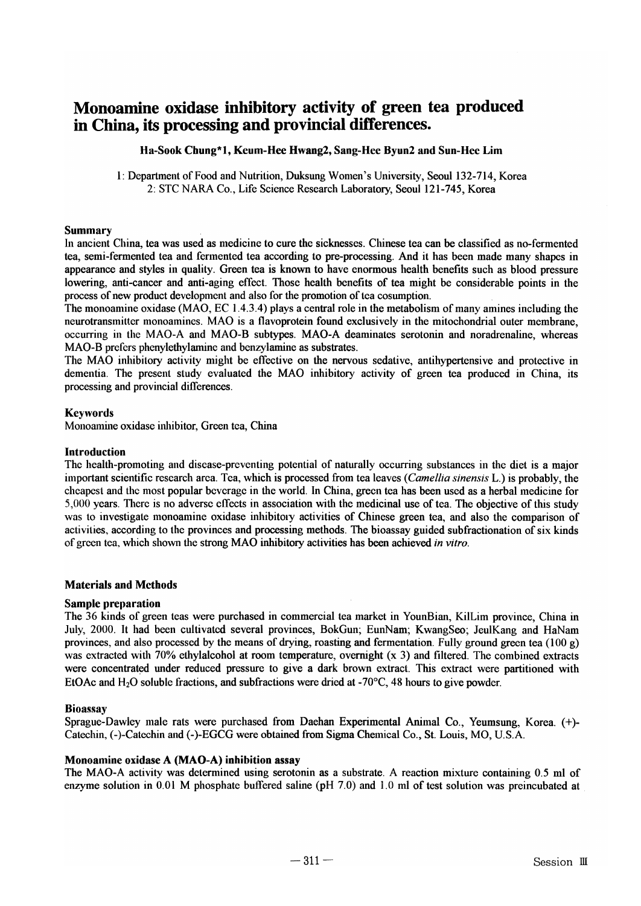# Monoamine oxidase inhibitory activity of green tea produced in China, its processing and provincial differences.

**Ha-Sook Chung*1, Keum-Hee Hwang2, Sang-Hee Byun2 and Sun-Hee Lim**

1: Department of Food and Nutrition, Duksung Women's University, Seoul 132-714, Korea
2: STC NARA Co., Life Science Research Laboratory, Seoul 121-745, Korea

## Summary

In ancient China, tea was used as medicine to cure the sicknesses. Chinese tea can be classified as no-fermented tea, semi-fermented tea and fermented tea according to pre-processing. And it has been made many shapes in appearance and styles in quality. Green tea is known to have enormous health benefits such as blood pressure lowering, anti-cancer and anti-aging effect. Those health benefits of tea might be considerable points in the process of new product development and also for the promotion of tea cosumption.

The monoamine oxidase (MAO, EC 1.4.3.4) plays a central role in the metabolism of many amines including the neurotransmitter monoamines. MAO is a flavoprotein found exclusively in the mitochondrial outer membrane, occurring in the MAO-A and MAO-B subtypes. MAO-A deaminates serotonin and noradrenaline, whereas MAO-B prefers phenylethylamine and benzylamine as substrates.

The MAO inhibitory activity might be effective on the nervous sedative, antihypertensive and protective in dementia. The present study evaluated the MAO inhibitory activity of green tea produced in China, its processing and provincial differences.

## Keywords

Monoamine oxidase inhibitor, Green tea, China

## Introduction

The health-promoting and disease-preventing potential of naturally occurring substances in the diet is a major important scientific research area. Tea, which is processed from tea leaves (*Camellia sinensis* L.) is probably, the cheapest and the most popular beverage in the world. In China, green tea has been used as a herbal medicine for 5,000 years. There is no adverse effects in association with the medicinal use of tea. The objective of this study was to investigate monoamine oxidase inhibitory activities of Chinese green tea, and also the comparison of activities, according to the provinces and processing methods. The bioassay guided subfractionation of six kinds of green tea, which shown the strong MAO inhibitory activities has been achieved *in vitro*.

## Materials and Methods

### Sample preparation

The 36 kinds of green teas were purchased in commercial tea market in YounBian, KilLim province, China in July, 2000. It had been cultivated several provinces, BokGun; EunNam; KwangSeo; JeulKang and HaNam provinces, and also processed by the means of drying, roasting and fermentation. Fully ground green tea (100 g) was extracted with 70% ethylalcohol at room temperature, overnight (x 3) and filtered. The combined extracts were concentrated under reduced pressure to give a dark brown extract. This extract were partitioned with EtOAc and $H_2O$ soluble fractions, and subfractions were dried at -70°C, 48 hours to give powder.

### Bioassay

Sprague-Dawley male rats were purchased from Daehan Experimental Animal Co., Yeumsung, Korea. (+)-Catechin, (-)-Catechin and (-)-EGCG were obtained from Sigma Chemical Co., St. Louis, MO, U.S.A.

### Monoamine oxidase A (MAO-A) inhibition assay

The MAO-A activity was determined using serotonin as a substrate. A reaction mixture containing 0.5 ml of enzyme solution in 0.01 M phosphate buffered saline (pH 7.0) and 1.0 ml of test solution was preincubated at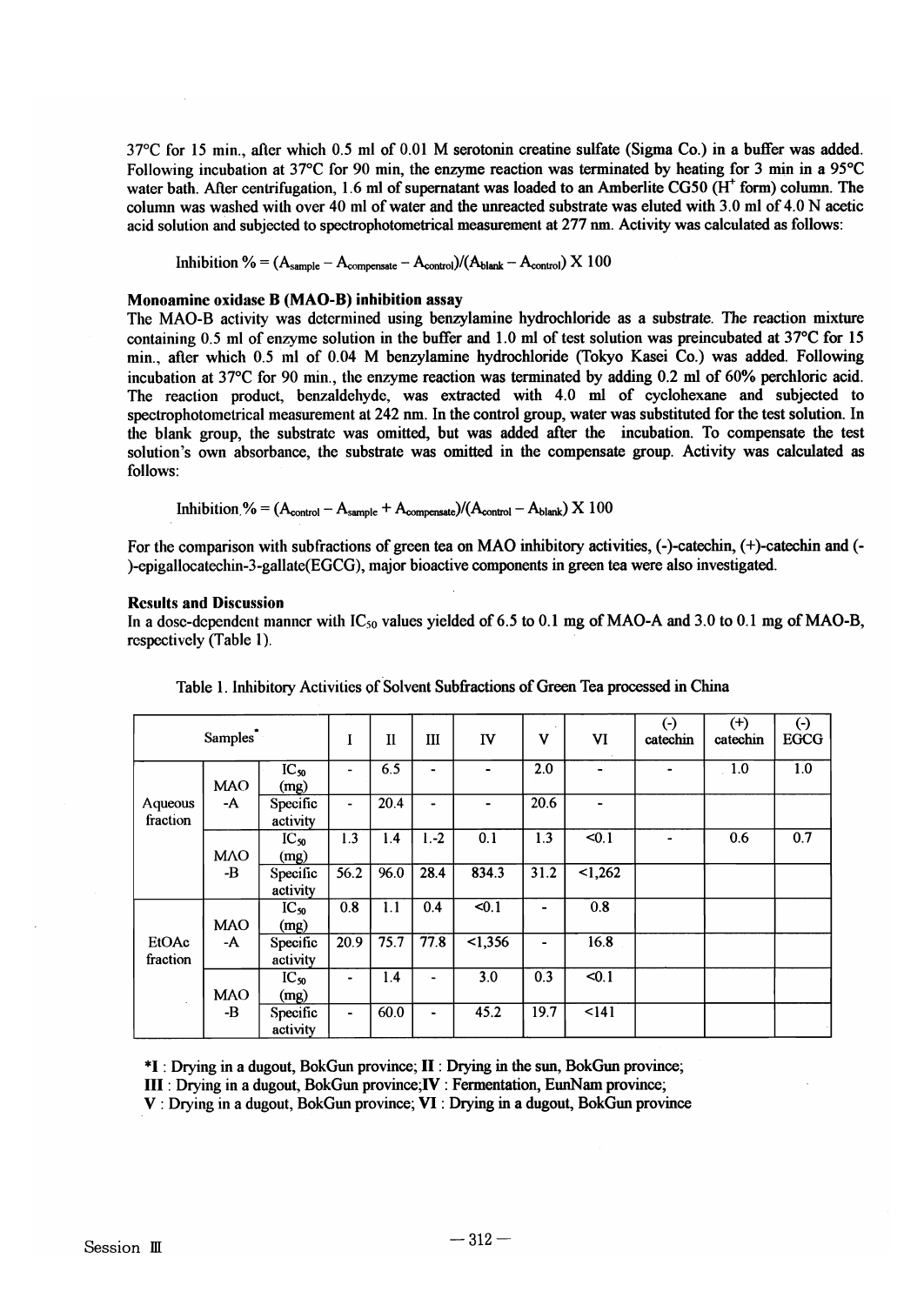37°C for 15 min., after which 0.5 ml of 0.01 M serotonin creatine sulfate (Sigma Co.) in a buffer was added. Following incubation at 37°C for 90 min, the enzyme reaction was terminated by heating for 3 min in a 95°C water bath. After centrifugation, 1.6 ml of supernatant was loaded to an Amberlite CG50 ($H^+$ form) column. The column was washed with over 40 ml of water and the unreacted substrate was eluted with 3.0 ml of 4.0 N acetic acid solution and subjected to spectrophotometrical measurement at 277 nm. Activity was calculated as follows:

$$\text{Inhibition \%} = (A_{sample} - A_{compensate} - A_{control})/(A_{blank} - A_{control}) \times 100$$

**Monoamine oxidase B (MAO-B) inhibition assay**

The MAO-B activity was determined using benzylamine hydrochloride as a substrate. The reaction mixture containing 0.5 ml of enzyme solution in the buffer and 1.0 ml of test solution was preincubated at 37°C for 15 min., after which 0.5 ml of 0.04 M benzylamine hydrochloride (Tokyo Kasei Co.) was added. Following incubation at 37°C for 90 min., the enzyme reaction was terminated by adding 0.2 ml of 60% perchloric acid. The reaction product, benzaldehyde, was extracted with 4.0 ml of cyclohexane and subjected to spectrophotometrical measurement at 242 nm. In the control group, water was substituted for the test solution. In the blank group, the substrate was omitted, but was added after the incubation. To compensate the test solution's own absorbance, the substrate was omitted in the compensate group. Activity was calculated as follows:

$$\text{Inhibition \%} = (A_{control} - A_{sample} + A_{compensate})/(A_{control} - A_{blank}) \times 100$$

For the comparison with subfractions of green tea on MAO inhibitory activities, (-)-catechin, (+)-catechin and (-)-epigallocatechin-3-gallate(EGCG), major bioactive components in green tea were also investigated.

**Results and Discussion**

In a dose-dependent manner with $IC_{50}$ values yielded of 6.5 to 0.1 mg of MAO-A and 3.0 to 0.1 mg of MAO-B, respectively (Table 1).

Table 1. Inhibitory Activities of Solvent Subfractions of Green Tea processed in China

| Samples* | | | I | II | III | IV | V | VI | (-) catechin | (+) catechin | (-) EGCG |
|---|---|---|---|---|---|---|---|---|---|---|---|
| Aqueous fraction | MAO -A | $IC_{50}$ (mg) | - | 6.5 | - | - | 2.0 | - | - | 1.0 | 1.0 |
| | | Specific activity | - | 20.4 | - | - | 20.6 | - | | | |
| | MAO -B | $IC_{50}$ (mg) | 1.3 | 1.4 | 1.-2 | 0.1 | 1.3 | <0.1 | - | 0.6 | 0.7 |
| | | Specific activity | 56.2 | 96.0 | 28.4 | 834.3 | 31.2 | <1,262 | | | |
| EtOAc fraction | MAO -A | $IC_{50}$ (mg) | 0.8 | 1.1 | 0.4 | <0.1 | - | 0.8 | | | |
| | | Specific activity | 20.9 | 75.7 | 77.8 | <1,356 | - | 16.8 | | | |
| | MAO -B | $IC_{50}$ (mg) | - | 1.4 | - | 3.0 | 0.3 | <0.1 | | | |
| | | Specific activity | - | 60.0 | - | 45.2 | 19.7 | <141 | | | |

***I** : Drying in a dugout, BokGun province; **II** : Drying in the sun, BokGun province;
**III** : Drying in a dugout, BokGun province;**IV** : Fermentation, EunNam province;
**V** : Drying in a dugout, BokGun province; **VI** : Drying in a dugout, BokGun province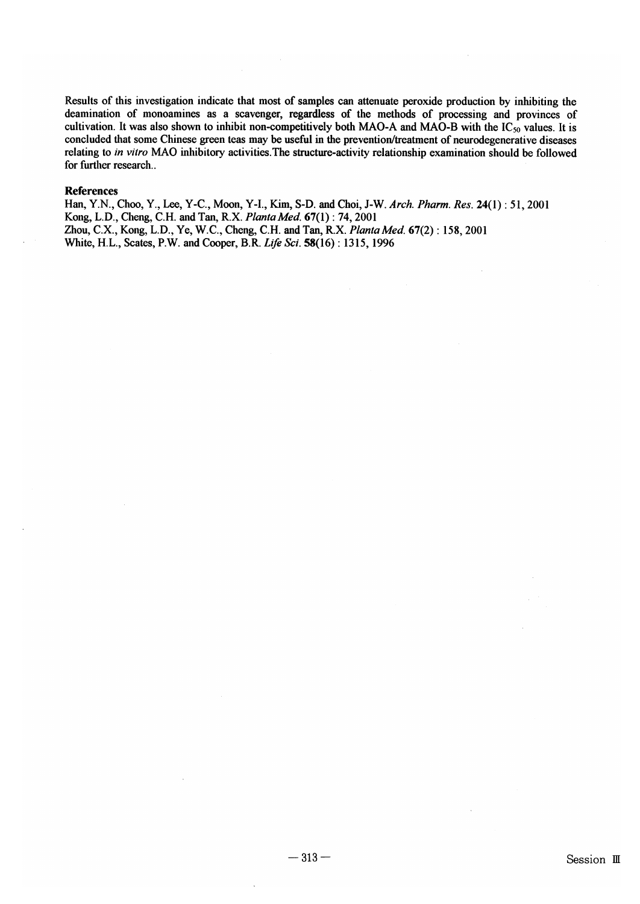Results of this investigation indicate that most of samples can attenuate peroxide production by inhibiting the deamination of monoamines as a scavenger, regardless of the methods of processing and provinces of cultivation. It was also shown to inhibit non-competitively both MAO-A and MAO-B with the $IC_{50}$ values. It is concluded that some Chinese green teas may be useful in the prevention/treatment of neurodegenerative diseases relating to *in vitro* MAO inhibitory activities.The structure-activity relationship examination should be followed for further research..

**References**

Han, Y.N., Choo, Y., Lee, Y-C., Moon, Y-I., Kim, S-D. and Choi, J-W. *Arch. Pharm. Res.* **24**(1) : 51, 2001
Kong, L.D., Cheng, C.H. and Tan, R.X. *Planta Med.* **67**(1) : 74, 2001
Zhou, C.X., Kong, L.D., Ye, W.C., Cheng, C.H. and Tan, R.X. *Planta Med.* **67**(2) : 158, 2001
White, H.L., Scates, P.W. and Cooper, B.R. *Life Sci.* **58**(16) : 1315, 1996